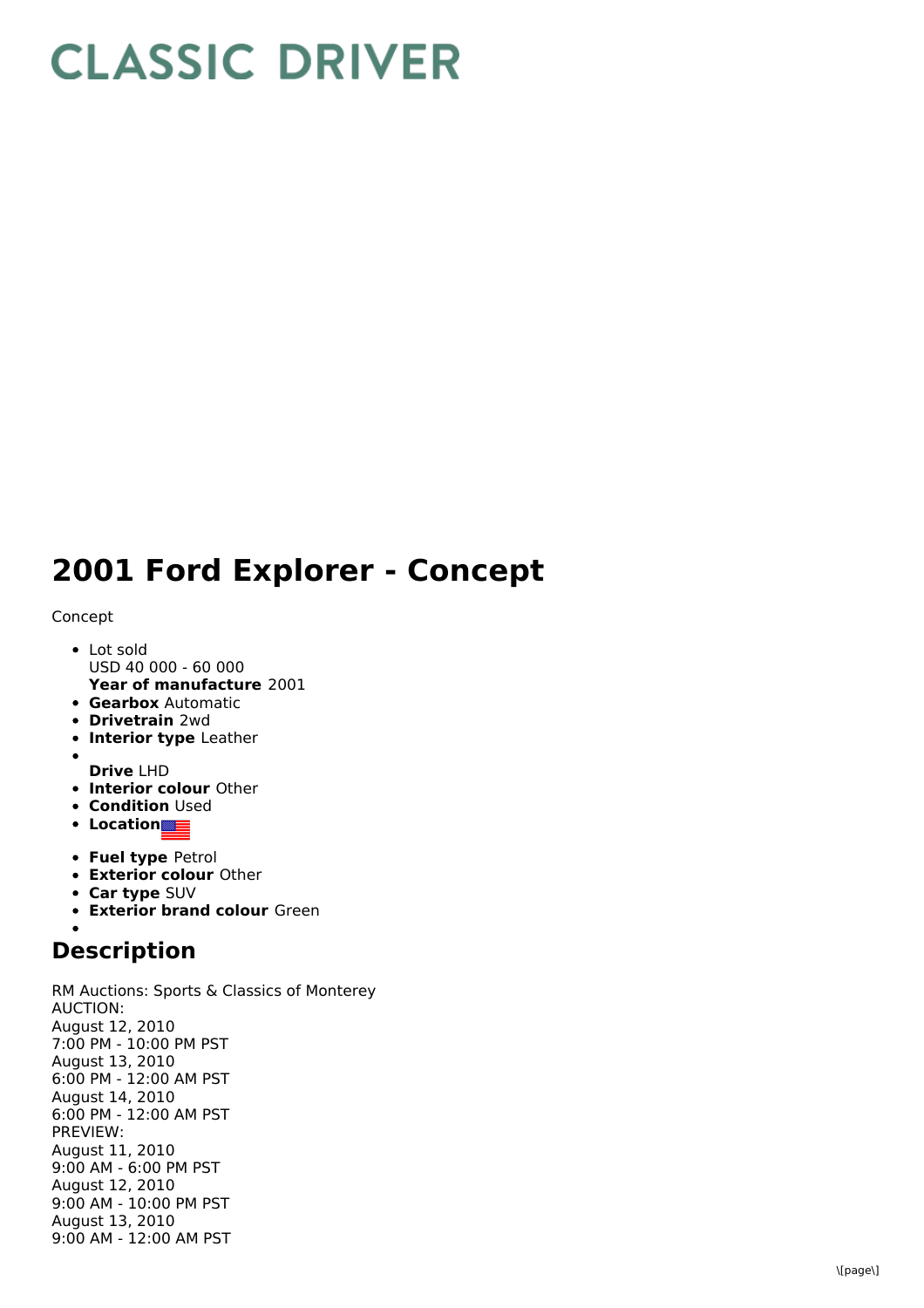# CLASSIC DRIVER

# 2001 Ford Explorer - Concept

Concept

- Lot sold
  USD 40 000 - 60 000
  **Year of manufacture** 2001
- **Gearbox** Automatic
- **Drivetrain** 2wd
- **Interior type** Leather
- 
  **Drive** LHD
- **Interior colour** Other
- **Condition** Used
- **Location**
- **Fuel type** Petrol
- **Exterior colour** Other
- **Car type** SUV
- **Exterior brand colour** Green
- 

## Description

RM Auctions: Sports & Classics of Monterey
AUCTION:
August 12, 2010
7:00 PM - 10:00 PM PST
August 13, 2010
6:00 PM - 12:00 AM PST
August 14, 2010
6:00 PM - 12:00 AM PST
PREVIEW:
August 11, 2010
9:00 AM - 6:00 PM PST
August 12, 2010
9:00 AM - 10:00 PM PST
August 13, 2010
9:00 AM - 12:00 AM PST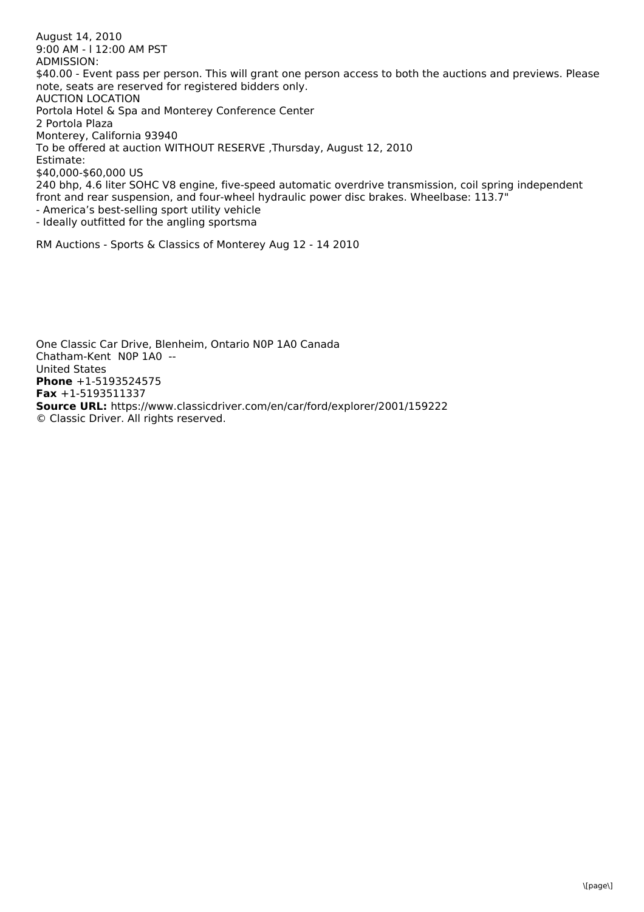August 14, 2010
9:00 AM - l 12:00 AM PST
ADMISSION:
$40.00 - Event pass per person. This will grant one person access to both the auctions and previews. Please note, seats are reserved for registered bidders only.
AUCTION LOCATION
Portola Hotel & Spa and Monterey Conference Center
2 Portola Plaza
Monterey, California 93940
To be offered at auction WITHOUT RESERVE ,Thursday, August 12, 2010
Estimate:
$40,000-$60,000 US
240 bhp, 4.6 liter SOHC V8 engine, five-speed automatic overdrive transmission, coil spring independent front and rear suspension, and four-wheel hydraulic power disc brakes. Wheelbase: 113.7"
- America's best-selling sport utility vehicle
- Ideally outfitted for the angling sportsma

RM Auctions - Sports & Classics of Monterey Aug 12 - 14 2010

One Classic Car Drive, Blenheim, Ontario N0P 1A0 Canada
Chatham-Kent  N0P 1A0  --
United States
**Phone** +1-5193524575
**Fax** +1-5193511337
**Source URL:** https://www.classicdriver.com/en/car/ford/explorer/2001/159222
© Classic Driver. All rights reserved.